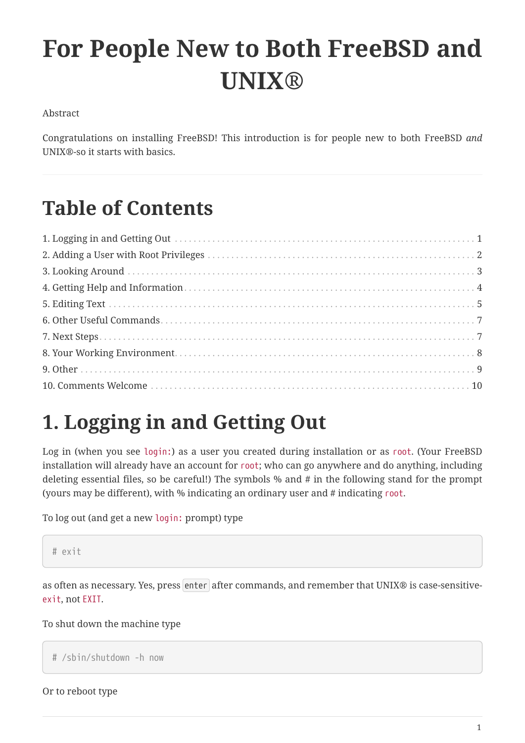# For People New to Both FreeBSD and UNIX®

Abstract

Congratulations on installing FreeBSD! This introduction is for people new to both FreeBSD *and* UNIX®-so it starts with basics.

---

## Table of Contents

1. Logging in and Getting Out ... 1
2. Adding a User with Root Privileges ... 2
3. Looking Around ... 3
4. Getting Help and Information ... 4
5. Editing Text ... 5
6. Other Useful Commands ... 7
7. Next Steps ... 7
8. Your Working Environment ... 8
9. Other ... 9
10. Comments Welcome ... 10

## 1. Logging in and Getting Out

Log in (when you see `login:`) as a user you created during installation or as `root`. (Your FreeBSD installation will already have an account for `root`; who can go anywhere and do anything, including deleting essential files, so be careful!) The symbols % and # in the following stand for the prompt (yours may be different), with % indicating an ordinary user and # indicating `root`.

To log out (and get a new `login:` prompt) type

```
# exit
```

as often as necessary. Yes, press `enter` after commands, and remember that UNIX® is case-sensitive-`exit`, not `EXIT`.

To shut down the machine type

```
# /sbin/shutdown -h now
```

Or to reboot type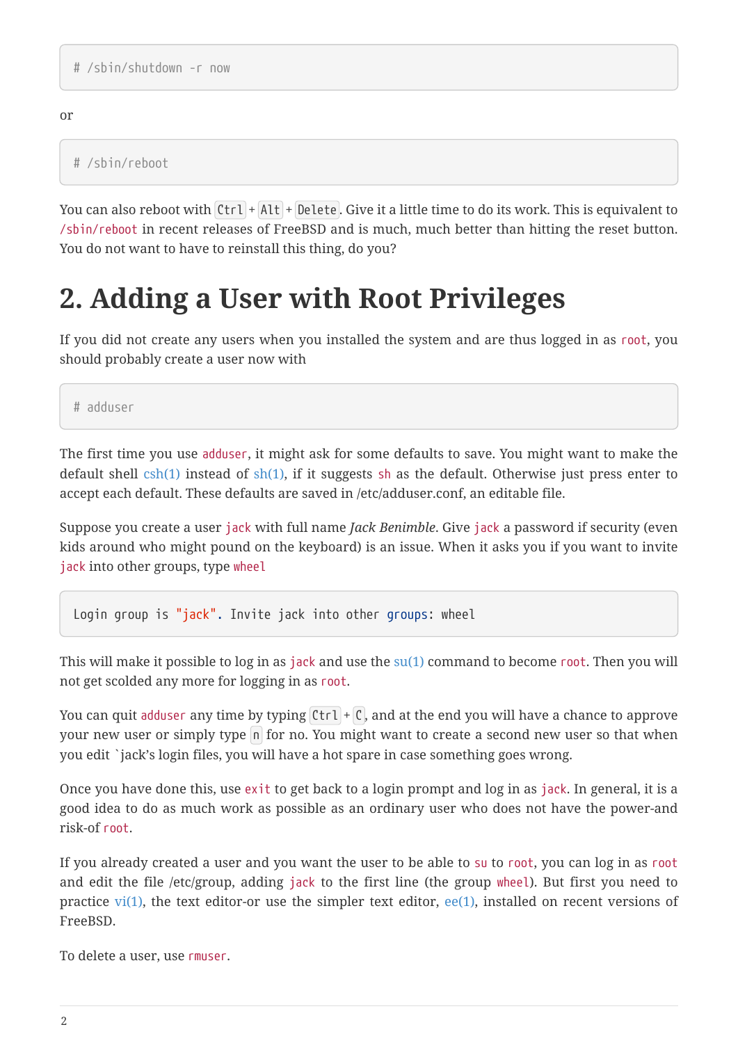```
# /sbin/shutdown -r now
```

or

```
# /sbin/reboot
```

You can also reboot with `Ctrl`+`Alt`+`Delete`. Give it a little time to do its work. This is equivalent to `/sbin/reboot` in recent releases of FreeBSD and is much, much better than hitting the reset button. You do not want to have to reinstall this thing, do you?

# 2. Adding a User with Root Privileges

If you did not create any users when you installed the system and are thus logged in as `root`, you should probably create a user now with

```
# adduser
```

The first time you use `adduser`, it might ask for some defaults to save. You might want to make the default shell csh(1) instead of sh(1), if it suggests `sh` as the default. Otherwise just press enter to accept each default. These defaults are saved in /etc/adduser.conf, an editable file.

Suppose you create a user `jack` with full name *Jack Benimble*. Give `jack` a password if security (even kids around who might pound on the keyboard) is an issue. When it asks you if you want to invite `jack` into other groups, type `wheel`

```
Login group is "jack". Invite jack into other groups: wheel
```

This will make it possible to log in as `jack` and use the su(1) command to become `root`. Then you will not get scolded any more for logging in as `root`.

You can quit `adduser` any time by typing `Ctrl`+`C`, and at the end you will have a chance to approve your new user or simply type `n` for no. You might want to create a second new user so that when you edit `jack's login files, you will have a hot spare in case something goes wrong.

Once you have done this, use `exit` to get back to a login prompt and log in as `jack`. In general, it is a good idea to do as much work as possible as an ordinary user who does not have the power-and risk-of `root`.

If you already created a user and you want the user to be able to `su` to `root`, you can log in as `root` and edit the file /etc/group, adding `jack` to the first line (the group `wheel`). But first you need to practice vi(1), the text editor-or use the simpler text editor, ee(1), installed on recent versions of FreeBSD.

To delete a user, use `rmuser`.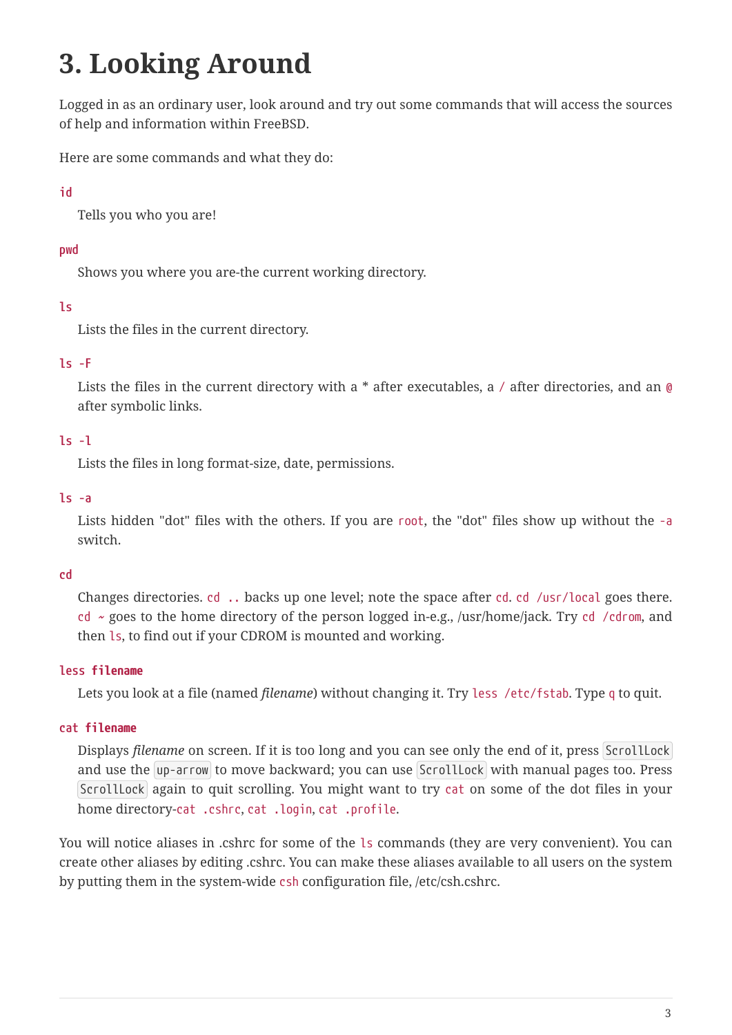# 3. Looking Around

Logged in as an ordinary user, look around and try out some commands that will access the sources of help and information within FreeBSD.

Here are some commands and what they do:

`id`

Tells you who you are!

`pwd`

Shows you where you are-the current working directory.

`ls`

Lists the files in the current directory.

`ls -F`

Lists the files in the current directory with a * after executables, a `/` after directories, and an `@` after symbolic links.

`ls -l`

Lists the files in long format-size, date, permissions.

`ls -a`

Lists hidden "dot" files with the others. If you are `root`, the "dot" files show up without the `-a` switch.

`cd`

Changes directories. `cd ..` backs up one level; note the space after `cd`. `cd /usr/local` goes there. `cd ~` goes to the home directory of the person logged in-e.g., /usr/home/jack. Try `cd /cdrom`, and then `ls`, to find out if your CDROM is mounted and working.

**`less filename`**

Lets you look at a file (named *filename*) without changing it. Try `less /etc/fstab`. Type `q` to quit.

**`cat filename`**

Displays *filename* on screen. If it is too long and you can see only the end of it, press `ScrollLock` and use the `up-arrow` to move backward; you can use `ScrollLock` with manual pages too. Press `ScrollLock` again to quit scrolling. You might want to try `cat` on some of the dot files in your home directory-`cat .cshrc`, `cat .login`, `cat .profile`.

You will notice aliases in .cshrc for some of the `ls` commands (they are very convenient). You can create other aliases by editing .cshrc. You can make these aliases available to all users on the system by putting them in the system-wide `csh` configuration file, /etc/csh.cshrc.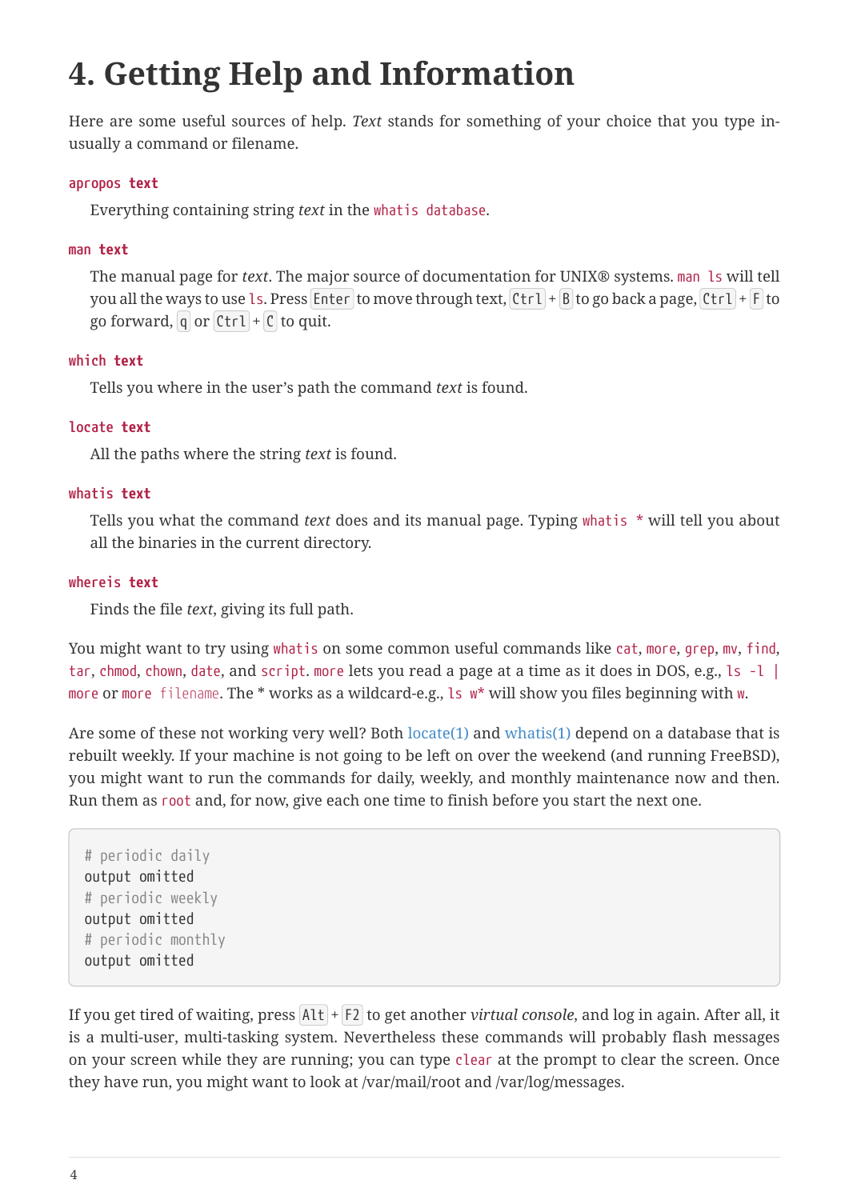# 4. Getting Help and Information

Here are some useful sources of help. *Text* stands for something of your choice that you type in-usually a command or filename.

`apropos text`

Everything containing string *text* in the `whatis database`.

`man text`

The manual page for *text*. The major source of documentation for UNIX® systems. `man ls` will tell you all the ways to use `ls`. Press Enter to move through text, Ctrl + B to go back a page, Ctrl + F to go forward, q or Ctrl + C to quit.

`which text`

Tells you where in the user's path the command *text* is found.

`locate text`

All the paths where the string *text* is found.

`whatis text`

Tells you what the command *text* does and its manual page. Typing `whatis *` will tell you about all the binaries in the current directory.

`whereis text`

Finds the file *text*, giving its full path.

You might want to try using `whatis` on some common useful commands like `cat`, `more`, `grep`, `mv`, `find`, `tar`, `chmod`, `chown`, `date`, and `script`. `more` lets you read a page at a time as it does in DOS, e.g., `ls -l | more` or `more filename`. The * works as a wildcard-e.g., `ls w*` will show you files beginning with `w`.

Are some of these not working very well? Both locate(1) and whatis(1) depend on a database that is rebuilt weekly. If your machine is not going to be left on over the weekend (and running FreeBSD), you might want to run the commands for daily, weekly, and monthly maintenance now and then. Run them as `root` and, for now, give each one time to finish before you start the next one.

```
# periodic daily
output omitted
# periodic weekly
output omitted
# periodic monthly
output omitted
```

If you get tired of waiting, press Alt + F2 to get another *virtual console*, and log in again. After all, it is a multi-user, multi-tasking system. Nevertheless these commands will probably flash messages on your screen while they are running; you can type `clear` at the prompt to clear the screen. Once they have run, you might want to look at /var/mail/root and /var/log/messages.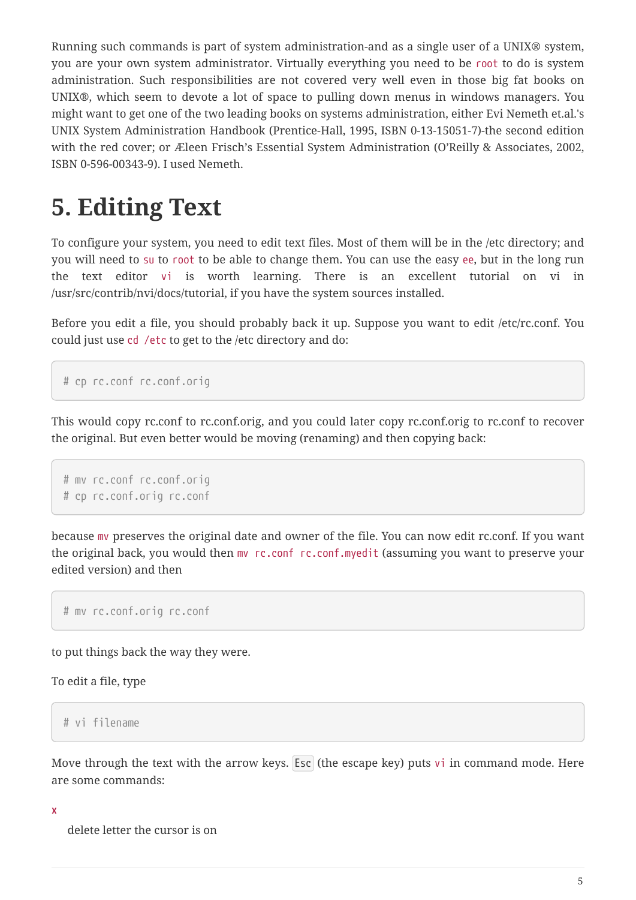Running such commands is part of system administration-and as a single user of a UNIX® system, you are your own system administrator. Virtually everything you need to be `root` to do is system administration. Such responsibilities are not covered very well even in those big fat books on UNIX®, which seem to devote a lot of space to pulling down menus in windows managers. You might want to get one of the two leading books on systems administration, either Evi Nemeth et.al.'s UNIX System Administration Handbook (Prentice-Hall, 1995, ISBN 0-13-15051-7)-the second edition with the red cover; or Æleen Frisch's Essential System Administration (O'Reilly & Associates, 2002, ISBN 0-596-00343-9). I used Nemeth.

# 5. Editing Text

To configure your system, you need to edit text files. Most of them will be in the /etc directory; and you will need to `su` to `root` to be able to change them. You can use the easy `ee`, but in the long run the text editor `vi` is worth learning. There is an excellent tutorial on vi in /usr/src/contrib/nvi/docs/tutorial, if you have the system sources installed.

Before you edit a file, you should probably back it up. Suppose you want to edit /etc/rc.conf. You could just use `cd /etc` to get to the /etc directory and do:

```
# cp rc.conf rc.conf.orig
```

This would copy rc.conf to rc.conf.orig, and you could later copy rc.conf.orig to rc.conf to recover the original. But even better would be moving (renaming) and then copying back:

```
# mv rc.conf rc.conf.orig
# cp rc.conf.orig rc.conf
```

because `mv` preserves the original date and owner of the file. You can now edit rc.conf. If you want the original back, you would then `mv rc.conf rc.conf.myedit` (assuming you want to preserve your edited version) and then

```
# mv rc.conf.orig rc.conf
```

to put things back the way they were.

To edit a file, type

```
# vi filename
```

Move through the text with the arrow keys. Esc (the escape key) puts `vi` in command mode. Here are some commands:

`x`

delete letter the cursor is on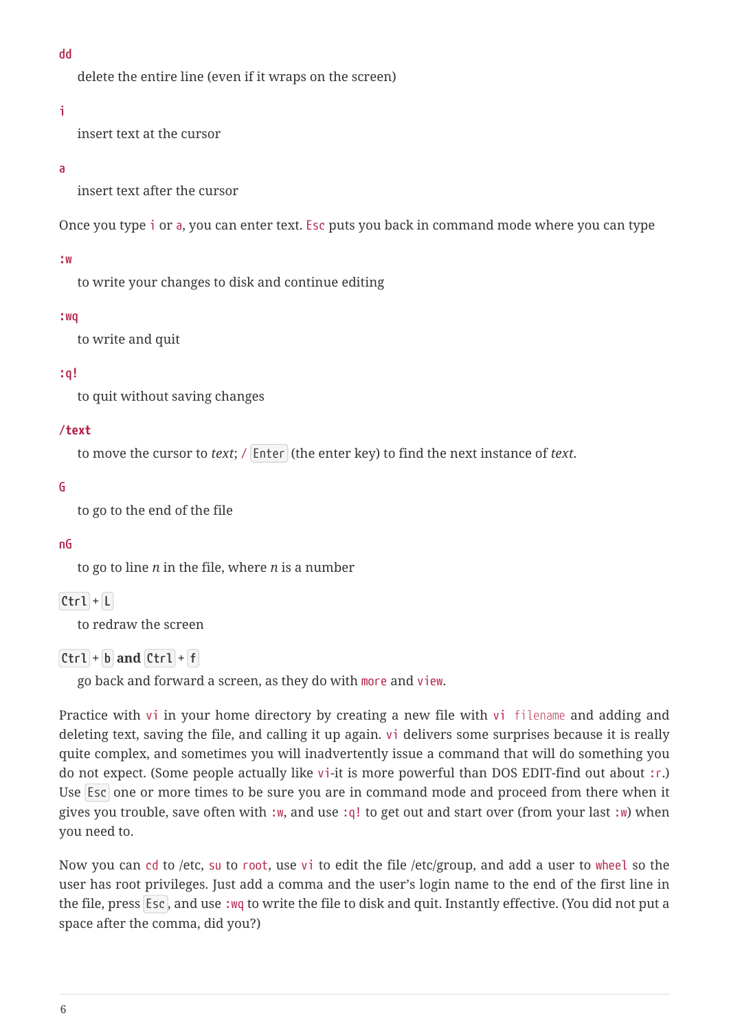`dd`

delete the entire line (even if it wraps on the screen)

`i`

insert text at the cursor

`a`

insert text after the cursor

Once you type `i` or `a`, you can enter text. `Esc` puts you back in command mode where you can type

`:w`

to write your changes to disk and continue editing

`:wq`

to write and quit

`:q!`

to quit without saving changes

`/text`

to move the cursor to *text*; `/` `Enter` (the enter key) to find the next instance of *text*.

`G`

to go to the end of the file

`nG`

to go to line *n* in the file, where *n* is a number

`Ctrl` + `L`

to redraw the screen

`Ctrl` + `b` **and** `Ctrl` + `f`

go back and forward a screen, as they do with `more` and `view`.

Practice with `vi` in your home directory by creating a new file with `vi filename` and adding and deleting text, saving the file, and calling it up again. `vi` delivers some surprises because it is really quite complex, and sometimes you will inadvertently issue a command that will do something you do not expect. (Some people actually like `vi`-it is more powerful than DOS EDIT-find out about `:r`.) Use `Esc` one or more times to be sure you are in command mode and proceed from there when it gives you trouble, save often with `:w`, and use `:q!` to get out and start over (from your last `:w`) when you need to.

Now you can `cd` to /etc, `su` to `root`, use `vi` to edit the file /etc/group, and add a user to `wheel` so the user has root privileges. Just add a comma and the user's login name to the end of the first line in the file, press `Esc`, and use `:wq` to write the file to disk and quit. Instantly effective. (You did not put a space after the comma, did you?)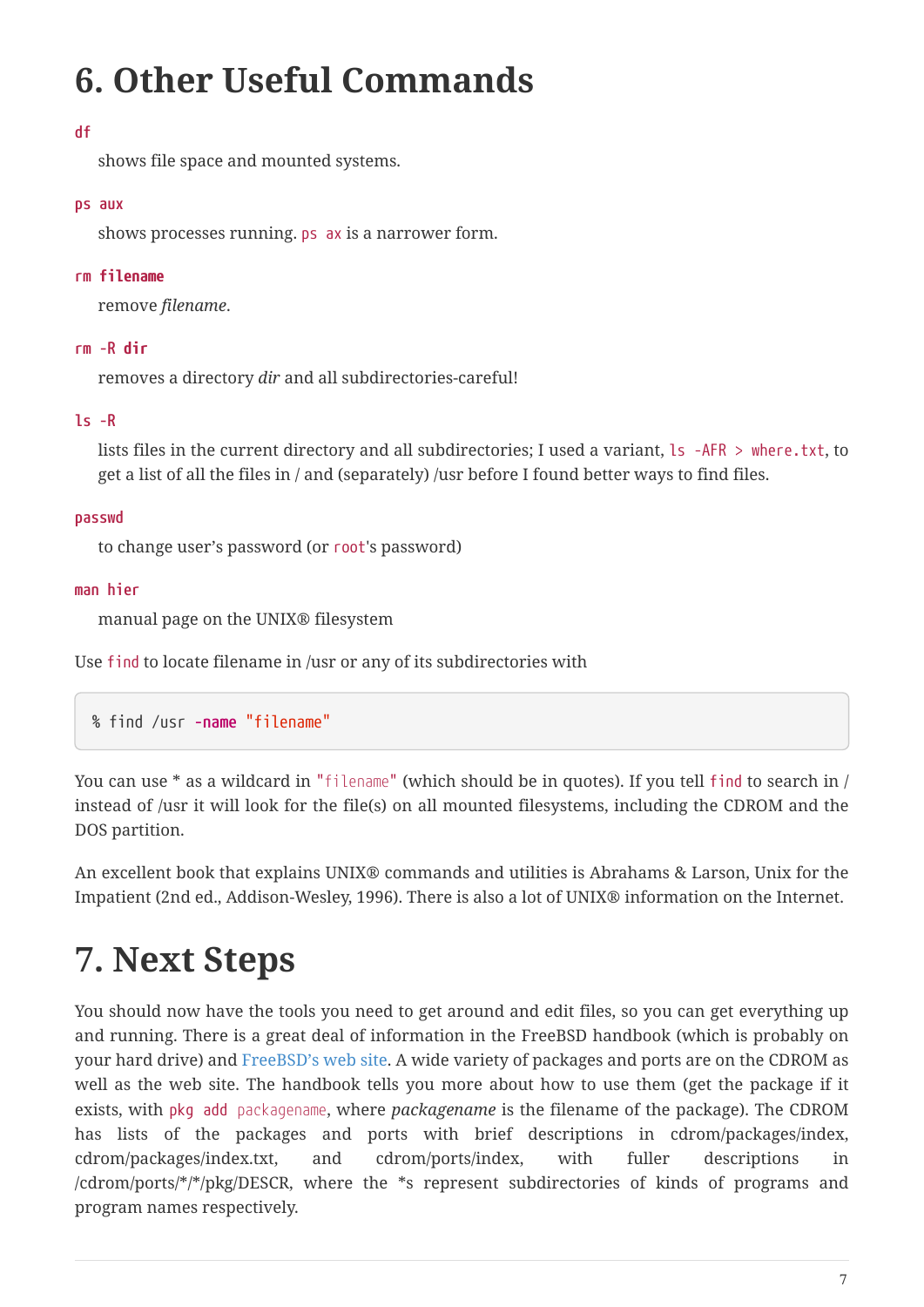# 6. Other Useful Commands

`df`

shows file space and mounted systems.

`ps aux`

shows processes running. `ps ax` is a narrower form.

`rm filename`

remove *filename*.

`rm -R dir`

removes a directory *dir* and all subdirectories-careful!

`ls -R`

lists files in the current directory and all subdirectories; I used a variant, `ls -AFR > where.txt`, to get a list of all the files in / and (separately) /usr before I found better ways to find files.

`passwd`

to change user's password (or `root`'s password)

`man hier`

manual page on the UNIX® filesystem

Use `find` to locate filename in /usr or any of its subdirectories with

```
% find /usr -name "filename"
```

You can use * as a wildcard in `"filename"` (which should be in quotes). If you tell `find` to search in / instead of /usr it will look for the file(s) on all mounted filesystems, including the CDROM and the DOS partition.

An excellent book that explains UNIX® commands and utilities is Abrahams & Larson, Unix for the Impatient (2nd ed., Addison-Wesley, 1996). There is also a lot of UNIX® information on the Internet.

# 7. Next Steps

You should now have the tools you need to get around and edit files, so you can get everything up and running. There is a great deal of information in the FreeBSD handbook (which is probably on your hard drive) and FreeBSD's web site. A wide variety of packages and ports are on the CDROM as well as the web site. The handbook tells you more about how to use them (get the package if it exists, with `pkg add packagename`, where *packagename* is the filename of the package). The CDROM has lists of the packages and ports with brief descriptions in cdrom/packages/index, cdrom/packages/index.txt, and cdrom/ports/index, with fuller descriptions in /cdrom/ports/*/*/pkg/DESCR, where the *s represent subdirectories of kinds of programs and program names respectively.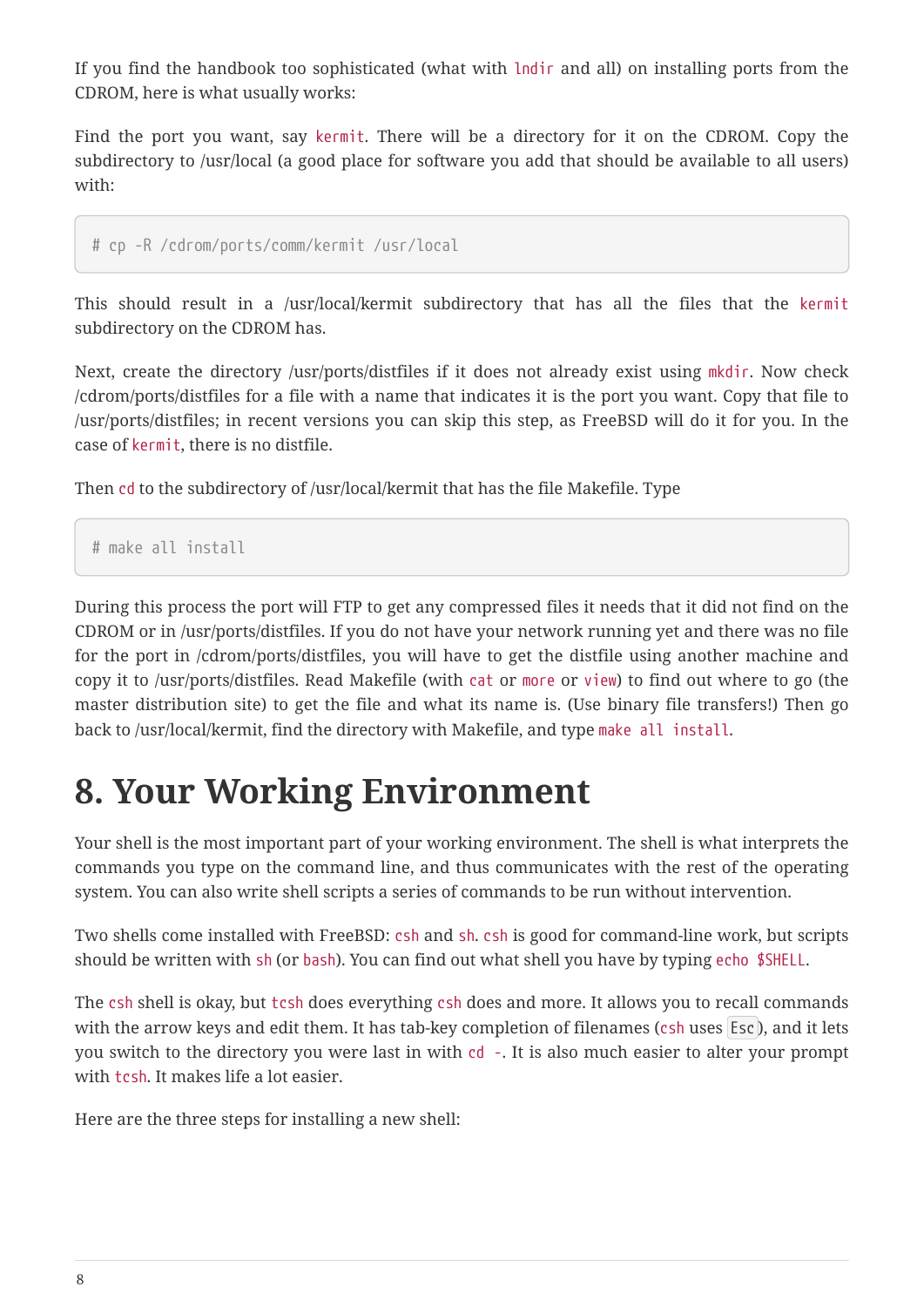If you find the handbook too sophisticated (what with `lndir` and all) on installing ports from the CDROM, here is what usually works:

Find the port you want, say `kermit`. There will be a directory for it on the CDROM. Copy the subdirectory to /usr/local (a good place for software you add that should be available to all users) with:

```
# cp -R /cdrom/ports/comm/kermit /usr/local
```

This should result in a /usr/local/kermit subdirectory that has all the files that the `kermit` subdirectory on the CDROM has.

Next, create the directory /usr/ports/distfiles if it does not already exist using `mkdir`. Now check /cdrom/ports/distfiles for a file with a name that indicates it is the port you want. Copy that file to /usr/ports/distfiles; in recent versions you can skip this step, as FreeBSD will do it for you. In the case of `kermit`, there is no distfile.

Then `cd` to the subdirectory of /usr/local/kermit that has the file Makefile. Type

```
# make all install
```

During this process the port will FTP to get any compressed files it needs that it did not find on the CDROM or in /usr/ports/distfiles. If you do not have your network running yet and there was no file for the port in /cdrom/ports/distfiles, you will have to get the distfile using another machine and copy it to /usr/ports/distfiles. Read Makefile (with `cat` or `more` or `view`) to find out where to go (the master distribution site) to get the file and what its name is. (Use binary file transfers!) Then go back to /usr/local/kermit, find the directory with Makefile, and type `make all install`.

# 8. Your Working Environment

Your shell is the most important part of your working environment. The shell is what interprets the commands you type on the command line, and thus communicates with the rest of the operating system. You can also write shell scripts a series of commands to be run without intervention.

Two shells come installed with FreeBSD: `csh` and `sh`. `csh` is good for command-line work, but scripts should be written with `sh` (or `bash`). You can find out what shell you have by typing `echo $SHELL`.

The `csh` shell is okay, but `tcsh` does everything `csh` does and more. It allows you to recall commands with the arrow keys and edit them. It has tab-key completion of filenames (`csh` uses Esc), and it lets you switch to the directory you were last in with `cd -`. It is also much easier to alter your prompt with `tcsh`. It makes life a lot easier.

Here are the three steps for installing a new shell: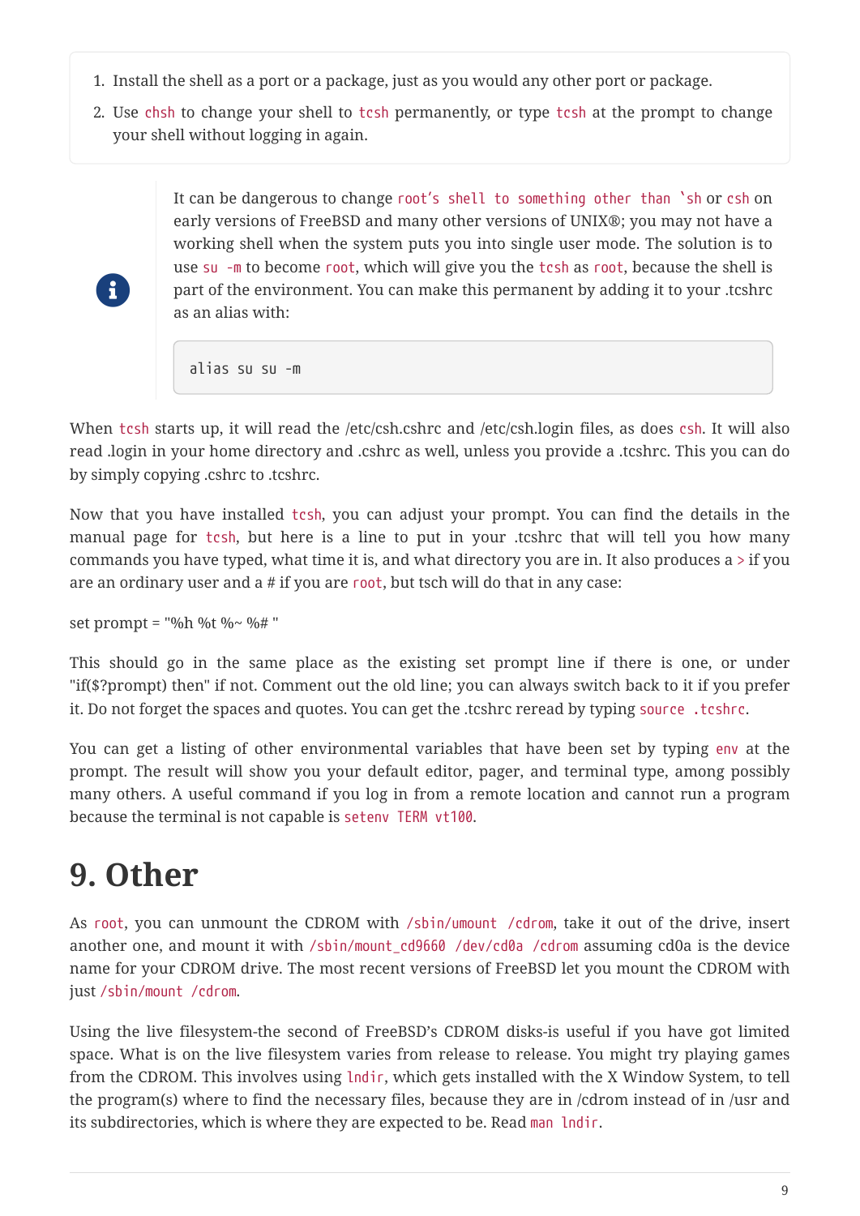1. Install the shell as a port or a package, just as you would any other port or package.
2. Use `chsh` to change your shell to `tcsh` permanently, or type `tcsh` at the prompt to change your shell without logging in again.

> It can be dangerous to change `root's shell to something other than `sh` or `csh` on early versions of FreeBSD and many other versions of UNIX®; you may not have a working shell when the system puts you into single user mode. The solution is to use `su -m` to become `root`, which will give you the `tcsh` as `root`, because the shell is part of the environment. You can make this permanent by adding it to your .tcshrc as an alias with:
>
> ```
> alias su su -m
> ```

When `tcsh` starts up, it will read the /etc/csh.cshrc and /etc/csh.login files, as does `csh`. It will also read .login in your home directory and .cshrc as well, unless you provide a .tcshrc. This you can do by simply copying .cshrc to .tcshrc.

Now that you have installed `tcsh`, you can adjust your prompt. You can find the details in the manual page for `tcsh`, but here is a line to put in your .tcshrc that will tell you how many commands you have typed, what time it is, and what directory you are in. It also produces a `>` if you are an ordinary user and a # if you are `root`, but tsch will do that in any case:

set prompt = "%h %t %~ %# "

This should go in the same place as the existing set prompt line if there is one, or under "if($?prompt) then" if not. Comment out the old line; you can always switch back to it if you prefer it. Do not forget the spaces and quotes. You can get the .tcshrc reread by typing `source .tcshrc`.

You can get a listing of other environmental variables that have been set by typing `env` at the prompt. The result will show you your default editor, pager, and terminal type, among possibly many others. A useful command if you log in from a remote location and cannot run a program because the terminal is not capable is `setenv TERM vt100`.

# 9. Other

As `root`, you can unmount the CDROM with `/sbin/umount /cdrom`, take it out of the drive, insert another one, and mount it with `/sbin/mount_cd9660 /dev/cd0a /cdrom` assuming cd0a is the device name for your CDROM drive. The most recent versions of FreeBSD let you mount the CDROM with just `/sbin/mount /cdrom`.

Using the live filesystem-the second of FreeBSD's CDROM disks-is useful if you have got limited space. What is on the live filesystem varies from release to release. You might try playing games from the CDROM. This involves using `lndir`, which gets installed with the X Window System, to tell the program(s) where to find the necessary files, because they are in /cdrom instead of in /usr and its subdirectories, which is where they are expected to be. Read `man lndir`.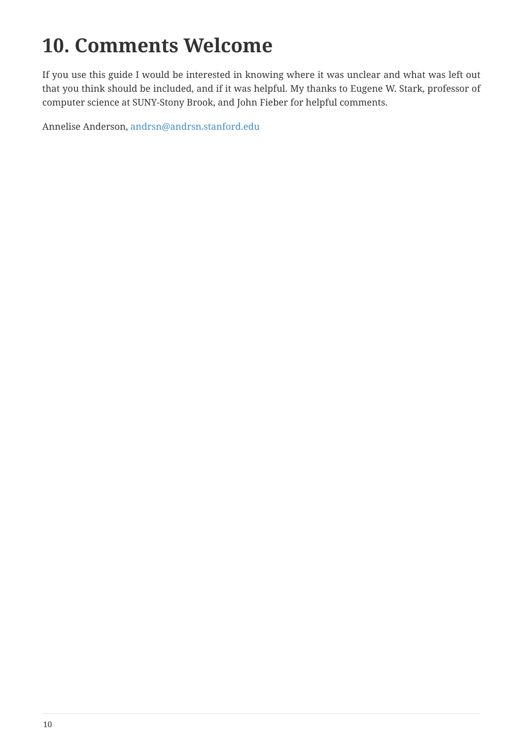# 10. Comments Welcome

If you use this guide I would be interested in knowing where it was unclear and what was left out that you think should be included, and if it was helpful. My thanks to Eugene W. Stark, professor of computer science at SUNY-Stony Brook, and John Fieber for helpful comments.

Annelise Anderson, andrsn@andrsn.stanford.edu